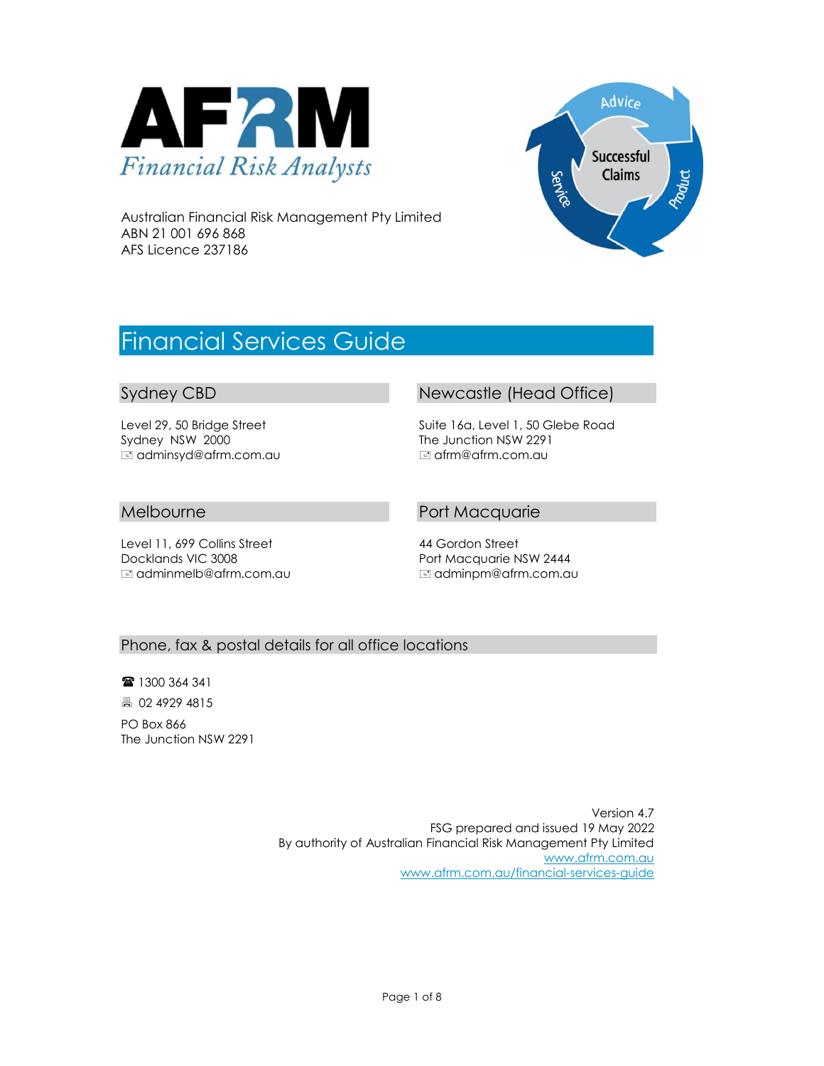# AFRM

*Financial Risk Analysts*

Australian Financial Risk Management Pty Limited
ABN 21 001 696 868
AFS Licence 237186

# Financial Services Guide

## Sydney CBD

Level 29, 50 Bridge Street
Sydney NSW 2000
adminsyd@afrm.com.au

## Newcastle (Head Office)

Suite 16a, Level 1, 50 Glebe Road
The Junction NSW 2291
afrm@afrm.com.au

## Melbourne

Level 11, 699 Collins Street
Docklands VIC 3008
adminmelb@afrm.com.au

## Port Macquarie

44 Gordon Street
Port Macquarie NSW 2444
adminpm@afrm.com.au

## Phone, fax & postal details for all office locations

☎ 1300 364 341

🖷 02 4929 4815

PO Box 866
The Junction NSW 2291

Version 4.7
FSG prepared and issued 19 May 2022
By authority of Australian Financial Risk Management Pty Limited
www.afrm.com.au
www.afrm.com.au/financial-services-guide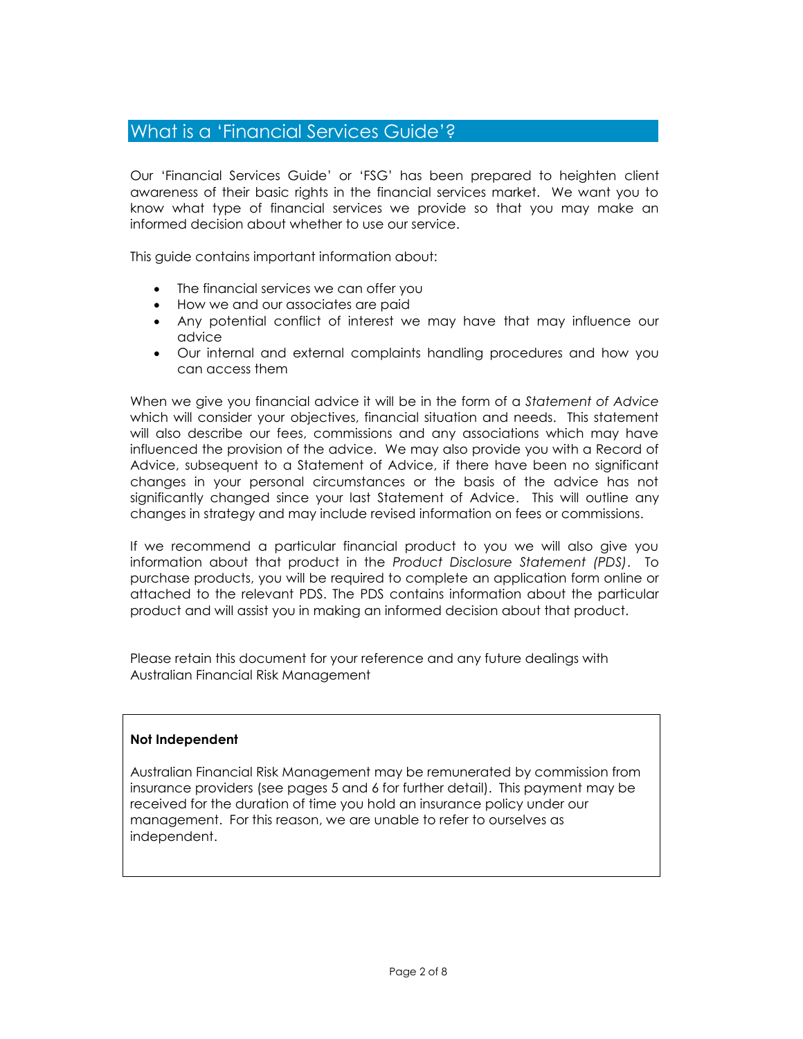## What is a 'Financial Services Guide'?

Our 'Financial Services Guide' or 'FSG' has been prepared to heighten client awareness of their basic rights in the financial services market. We want you to know what type of financial services we provide so that you may make an informed decision about whether to use our service.

This guide contains important information about:

- The financial services we can offer you
- How we and our associates are paid
- Any potential conflict of interest we may have that may influence our advice
- Our internal and external complaints handling procedures and how you can access them

When we give you financial advice it will be in the form of a *Statement of Advice* which will consider your objectives, financial situation and needs. This statement will also describe our fees, commissions and any associations which may have influenced the provision of the advice. We may also provide you with a Record of Advice, subsequent to a Statement of Advice, if there have been no significant changes in your personal circumstances or the basis of the advice has not significantly changed since your last Statement of Advice. This will outline any changes in strategy and may include revised information on fees or commissions.

If we recommend a particular financial product to you we will also give you information about that product in the *Product Disclosure Statement (PDS)*. To purchase products, you will be required to complete an application form online or attached to the relevant PDS. The PDS contains information about the particular product and will assist you in making an informed decision about that product.

Please retain this document for your reference and any future dealings with Australian Financial Risk Management

**Not Independent**

Australian Financial Risk Management may be remunerated by commission from insurance providers (see pages 5 and 6 for further detail). This payment may be received for the duration of time you hold an insurance policy under our management. For this reason, we are unable to refer to ourselves as independent.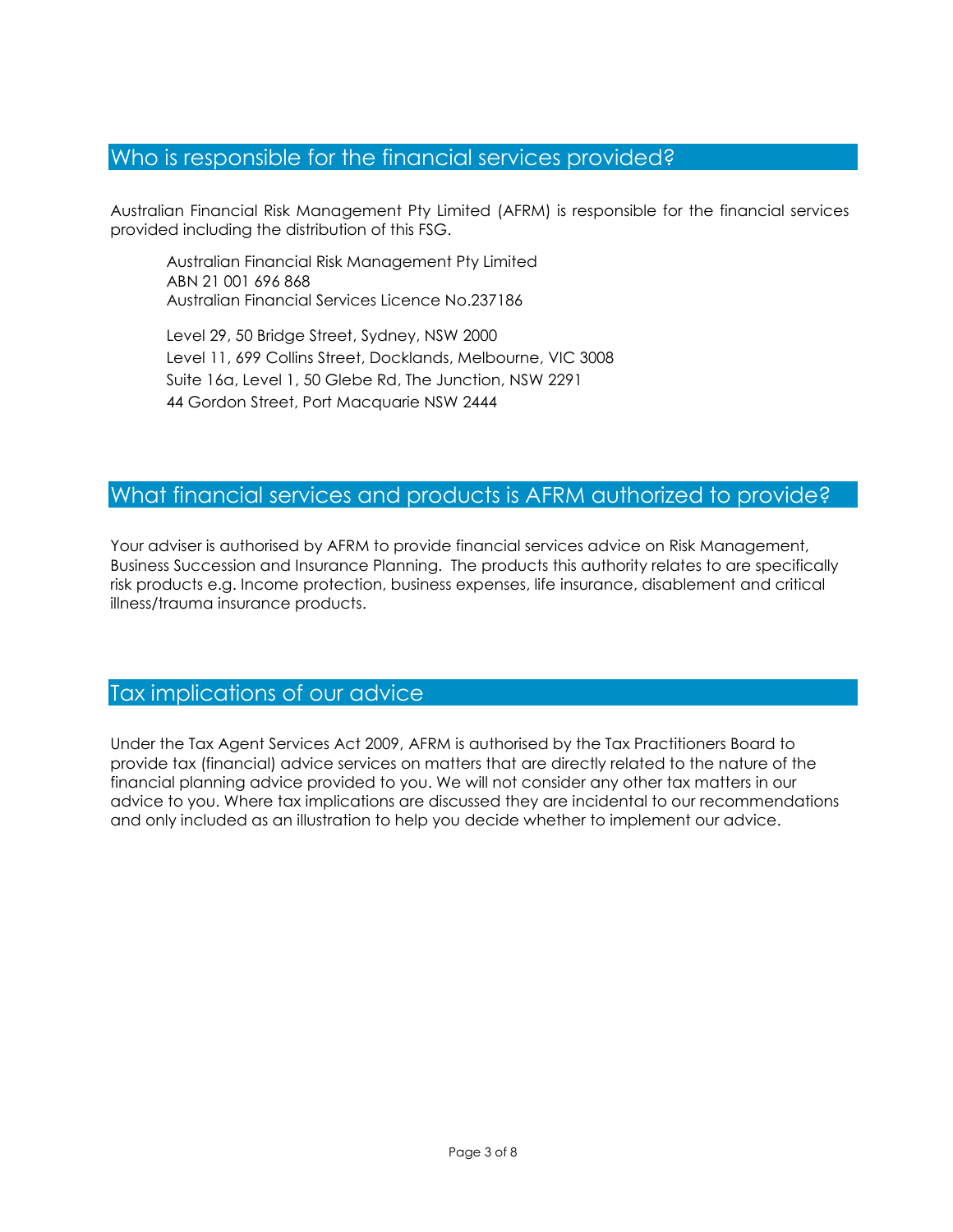## Who is responsible for the financial services provided?

Australian Financial Risk Management Pty Limited (AFRM) is responsible for the financial services provided including the distribution of this FSG.

Australian Financial Risk Management Pty Limited
ABN 21 001 696 868
Australian Financial Services Licence No.237186

Level 29, 50 Bridge Street, Sydney, NSW 2000
Level 11, 699 Collins Street, Docklands, Melbourne, VIC 3008
Suite 16a, Level 1, 50 Glebe Rd, The Junction, NSW 2291
44 Gordon Street, Port Macquarie NSW 2444

## What financial services and products is AFRM authorized to provide?

Your adviser is authorised by AFRM to provide financial services advice on Risk Management, Business Succession and Insurance Planning. The products this authority relates to are specifically risk products e.g. Income protection, business expenses, life insurance, disablement and critical illness/trauma insurance products.

## Tax implications of our advice

Under the Tax Agent Services Act 2009, AFRM is authorised by the Tax Practitioners Board to provide tax (financial) advice services on matters that are directly related to the nature of the financial planning advice provided to you. We will not consider any other tax matters in our advice to you. Where tax implications are discussed they are incidental to our recommendations and only included as an illustration to help you decide whether to implement our advice.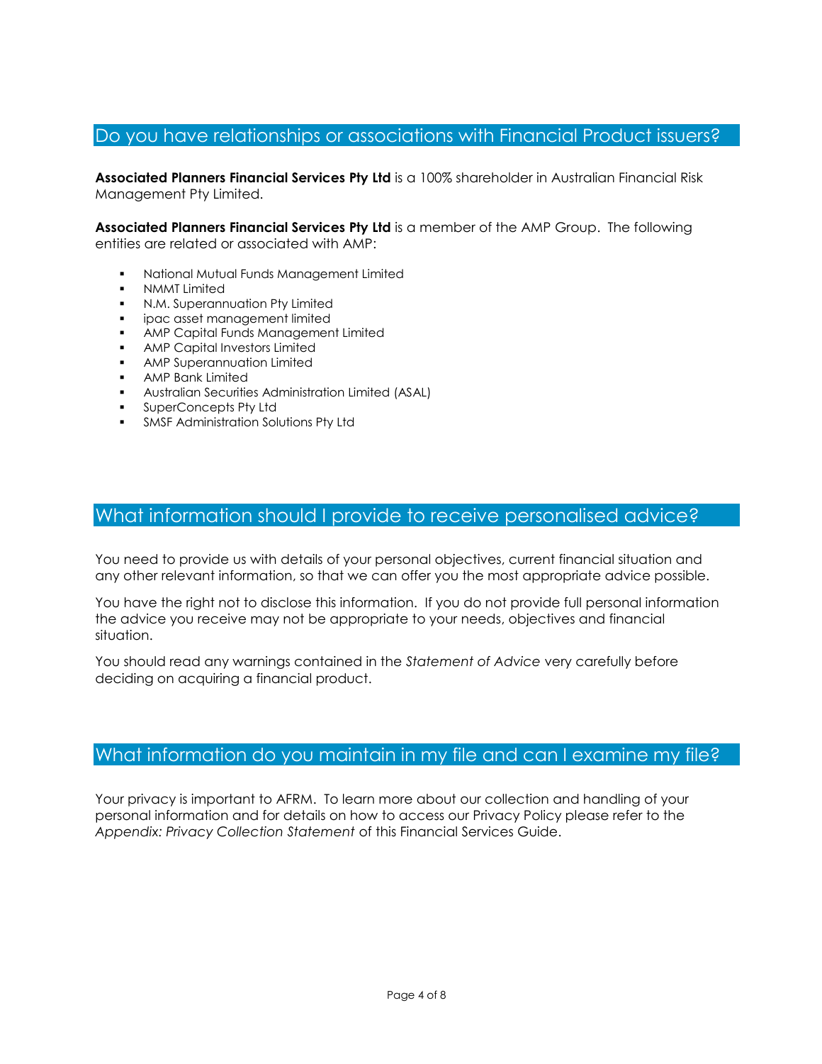## Do you have relationships or associations with Financial Product issuers?

**Associated Planners Financial Services Pty Ltd** is a 100% shareholder in Australian Financial Risk Management Pty Limited.

**Associated Planners Financial Services Pty Ltd** is a member of the AMP Group. The following entities are related or associated with AMP:

- National Mutual Funds Management Limited
- NMMT Limited
- N.M. Superannuation Pty Limited
- ipac asset management limited
- AMP Capital Funds Management Limited
- AMP Capital Investors Limited
- AMP Superannuation Limited
- AMP Bank Limited
- Australian Securities Administration Limited (ASAL)
- SuperConcepts Pty Ltd
- SMSF Administration Solutions Pty Ltd

## What information should I provide to receive personalised advice?

You need to provide us with details of your personal objectives, current financial situation and any other relevant information, so that we can offer you the most appropriate advice possible.

You have the right not to disclose this information. If you do not provide full personal information the advice you receive may not be appropriate to your needs, objectives and financial situation.

You should read any warnings contained in the *Statement of Advice* very carefully before deciding on acquiring a financial product.

## What information do you maintain in my file and can I examine my file?

Your privacy is important to AFRM. To learn more about our collection and handling of your personal information and for details on how to access our Privacy Policy please refer to the *Appendix: Privacy Collection Statement* of this Financial Services Guide.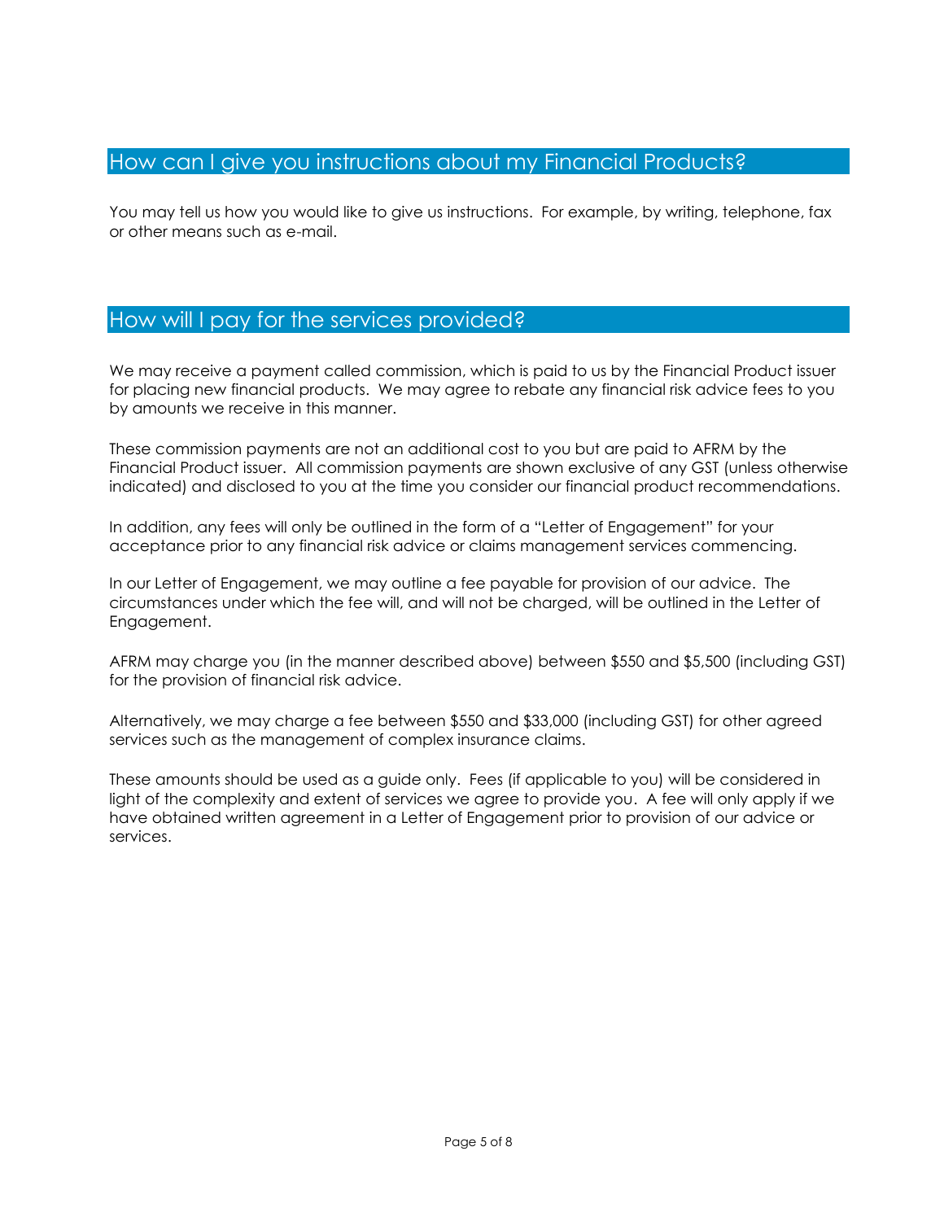## How can I give you instructions about my Financial Products?

You may tell us how you would like to give us instructions. For example, by writing, telephone, fax or other means such as e-mail.

## How will I pay for the services provided?

We may receive a payment called commission, which is paid to us by the Financial Product issuer for placing new financial products. We may agree to rebate any financial risk advice fees to you by amounts we receive in this manner.

These commission payments are not an additional cost to you but are paid to AFRM by the Financial Product issuer. All commission payments are shown exclusive of any GST (unless otherwise indicated) and disclosed to you at the time you consider our financial product recommendations.

In addition, any fees will only be outlined in the form of a "Letter of Engagement" for your acceptance prior to any financial risk advice or claims management services commencing.

In our Letter of Engagement, we may outline a fee payable for provision of our advice. The circumstances under which the fee will, and will not be charged, will be outlined in the Letter of Engagement.

AFRM may charge you (in the manner described above) between $550 and $5,500 (including GST) for the provision of financial risk advice.

Alternatively, we may charge a fee between $550 and $33,000 (including GST) for other agreed services such as the management of complex insurance claims.

These amounts should be used as a guide only. Fees (if applicable to you) will be considered in light of the complexity and extent of services we agree to provide you. A fee will only apply if we have obtained written agreement in a Letter of Engagement prior to provision of our advice or services.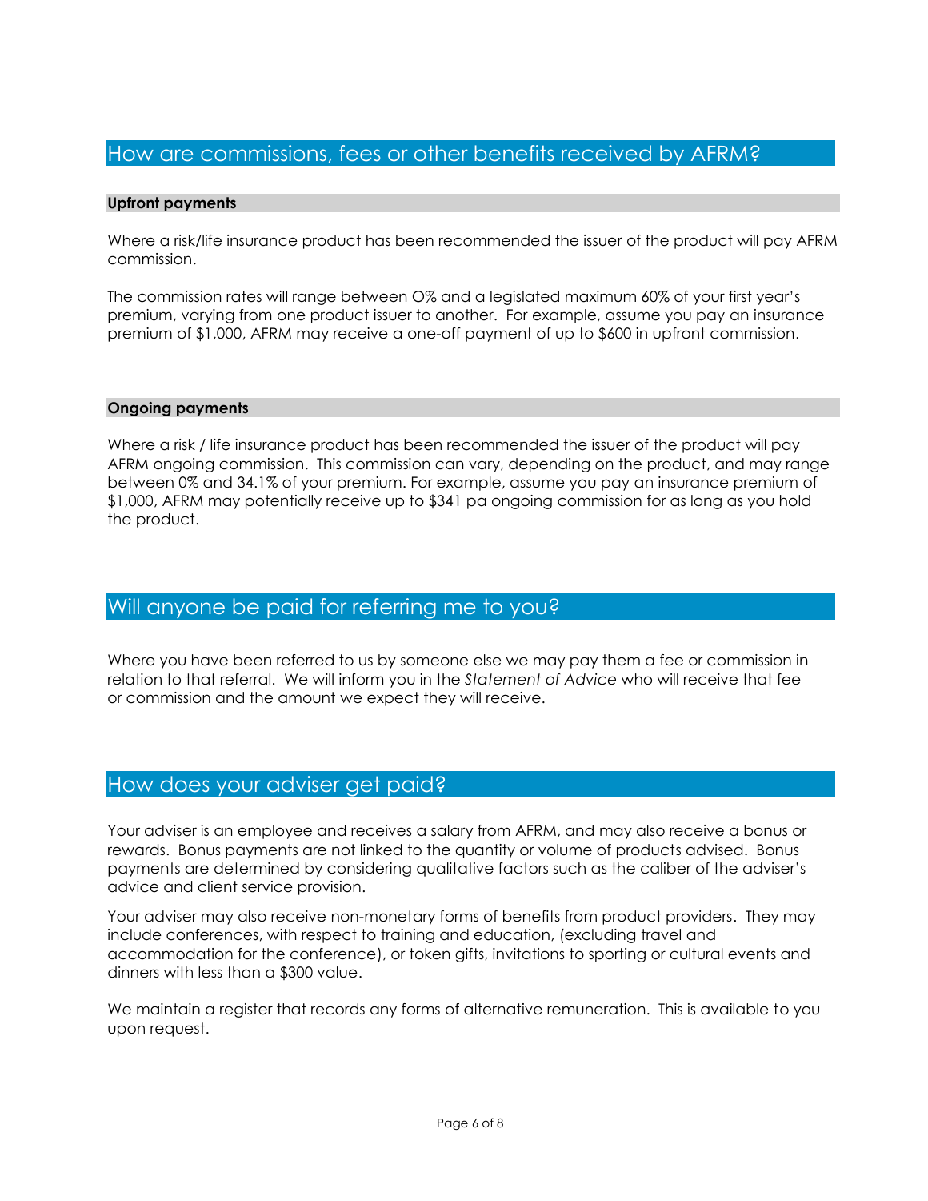## How are commissions, fees or other benefits received by AFRM?

### Upfront payments

Where a risk/life insurance product has been recommended the issuer of the product will pay AFRM commission.

The commission rates will range between 0% and a legislated maximum 60% of your first year's premium, varying from one product issuer to another. For example, assume you pay an insurance premium of $1,000, AFRM may receive a one-off payment of up to $600 in upfront commission.

### Ongoing payments

Where a risk / life insurance product has been recommended the issuer of the product will pay AFRM ongoing commission. This commission can vary, depending on the product, and may range between 0% and 34.1% of your premium. For example, assume you pay an insurance premium of $1,000, AFRM may potentially receive up to $341 pa ongoing commission for as long as you hold the product.

## Will anyone be paid for referring me to you?

Where you have been referred to us by someone else we may pay them a fee or commission in relation to that referral. We will inform you in the *Statement of Advice* who will receive that fee or commission and the amount we expect they will receive.

## How does your adviser get paid?

Your adviser is an employee and receives a salary from AFRM, and may also receive a bonus or rewards. Bonus payments are not linked to the quantity or volume of products advised. Bonus payments are determined by considering qualitative factors such as the caliber of the adviser's advice and client service provision.

Your adviser may also receive non-monetary forms of benefits from product providers. They may include conferences, with respect to training and education, (excluding travel and accommodation for the conference), or token gifts, invitations to sporting or cultural events and dinners with less than a $300 value.

We maintain a register that records any forms of alternative remuneration. This is available to you upon request.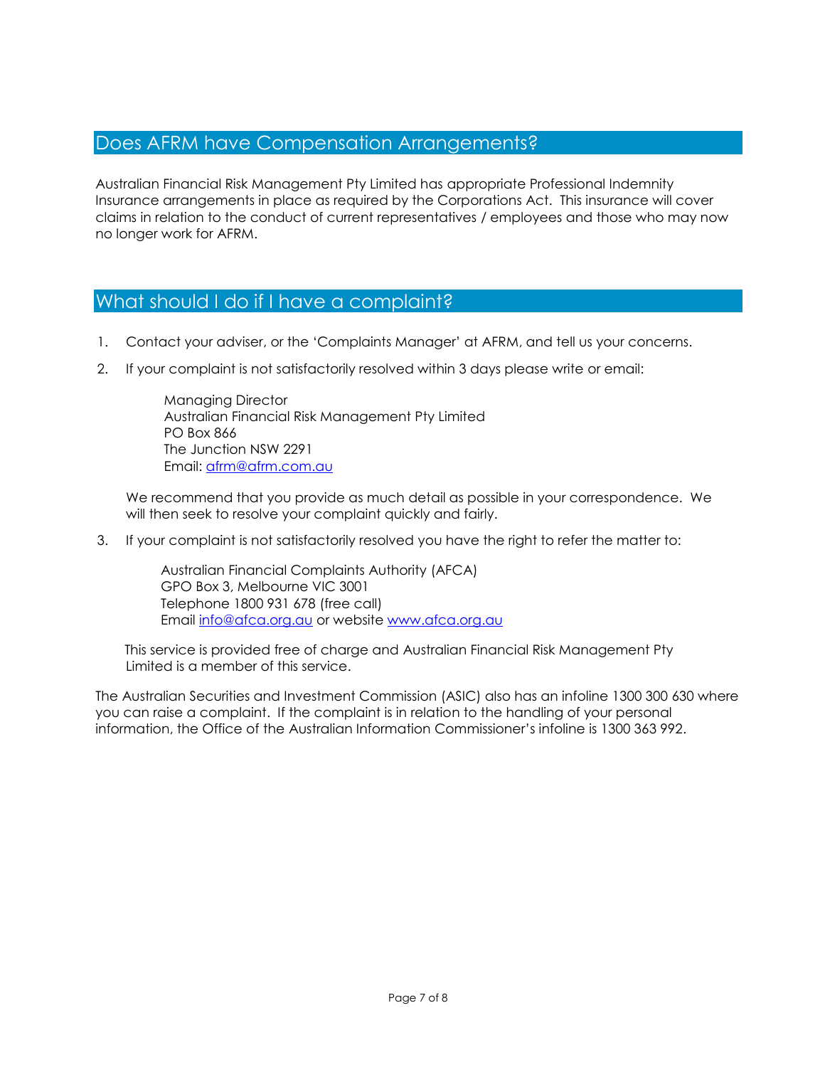## Does AFRM have Compensation Arrangements?

Australian Financial Risk Management Pty Limited has appropriate Professional Indemnity Insurance arrangements in place as required by the Corporations Act. This insurance will cover claims in relation to the conduct of current representatives / employees and those who may now no longer work for AFRM.

## What should I do if I have a complaint?

1. Contact your adviser, or the 'Complaints Manager' at AFRM, and tell us your concerns.

2. If your complaint is not satisfactorily resolved within 3 days please write or email:

   Managing Director
   Australian Financial Risk Management Pty Limited
   PO Box 866
   The Junction NSW 2291
   Email: [afrm@afrm.com.au](mailto:afrm@afrm.com.au)

   We recommend that you provide as much detail as possible in your correspondence. We will then seek to resolve your complaint quickly and fairly.

3. If your complaint is not satisfactorily resolved you have the right to refer the matter to:

   Australian Financial Complaints Authority (AFCA)
   GPO Box 3, Melbourne VIC 3001
   Telephone 1800 931 678 (free call)
   Email [info@afca.org.au](mailto:info@afca.org.au) or website [www.afca.org.au](http://www.afca.org.au)

   This service is provided free of charge and Australian Financial Risk Management Pty Limited is a member of this service.

The Australian Securities and Investment Commission (ASIC) also has an infoline 1300 300 630 where you can raise a complaint. If the complaint is in relation to the handling of your personal information, the Office of the Australian Information Commissioner's infoline is 1300 363 992.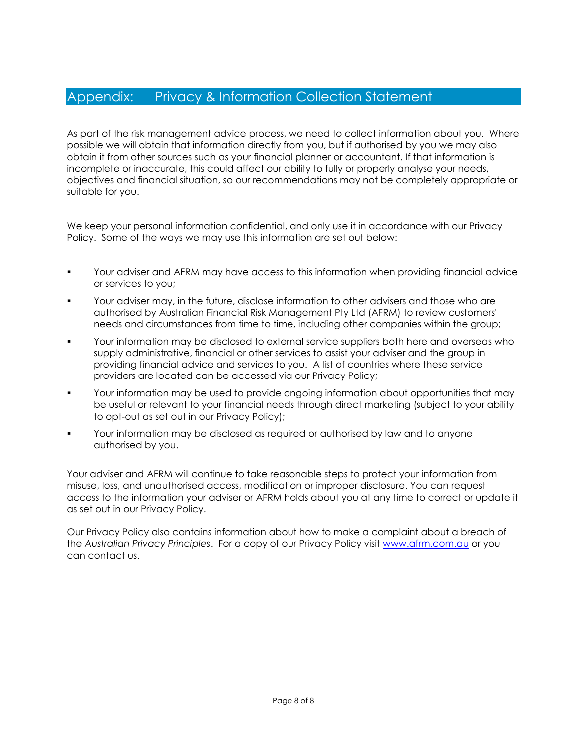## Appendix: Privacy & Information Collection Statement

As part of the risk management advice process, we need to collect information about you. Where possible we will obtain that information directly from you, but if authorised by you we may also obtain it from other sources such as your financial planner or accountant. If that information is incomplete or inaccurate, this could affect our ability to fully or properly analyse your needs, objectives and financial situation, so our recommendations may not be completely appropriate or suitable for you.

We keep your personal information confidential, and only use it in accordance with our Privacy Policy. Some of the ways we may use this information are set out below:

- Your adviser and AFRM may have access to this information when providing financial advice or services to you;
- Your adviser may, in the future, disclose information to other advisers and those who are authorised by Australian Financial Risk Management Pty Ltd (AFRM) to review customers' needs and circumstances from time to time, including other companies within the group;
- Your information may be disclosed to external service suppliers both here and overseas who supply administrative, financial or other services to assist your adviser and the group in providing financial advice and services to you. A list of countries where these service providers are located can be accessed via our Privacy Policy;
- Your information may be used to provide ongoing information about opportunities that may be useful or relevant to your financial needs through direct marketing (subject to your ability to opt-out as set out in our Privacy Policy);
- Your information may be disclosed as required or authorised by law and to anyone authorised by you.

Your adviser and AFRM will continue to take reasonable steps to protect your information from misuse, loss, and unauthorised access, modification or improper disclosure. You can request access to the information your adviser or AFRM holds about you at any time to correct or update it as set out in our Privacy Policy.

Our Privacy Policy also contains information about how to make a complaint about a breach of the *Australian Privacy Principles*. For a copy of our Privacy Policy visit [www.afrm.com.au](http://www.afrm.com.au) or you can contact us.